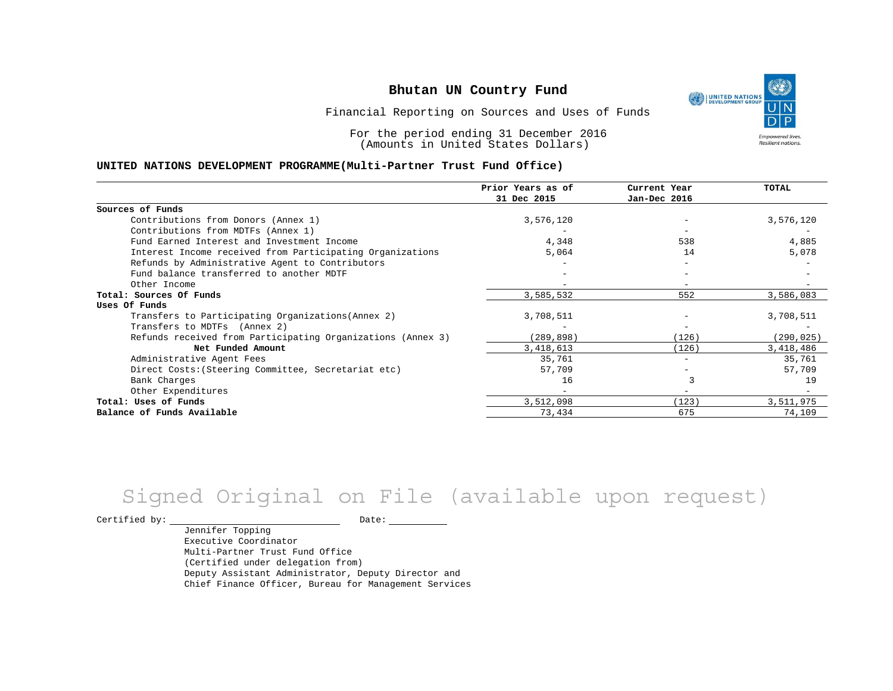# Bhutan UN Country Fund

Financial Reporting on Sources and Uses of Funds

For the period ending 31 December 2016
(Amounts in United States Dollars)

**UNITED NATIONS DEVELOPMENT PROGRAMME(Multi-Partner Trust Fund Office)**

| | Prior Years as of 31 Dec 2015 | Current Year Jan-Dec 2016 | TOTAL |
|---|---|---|---|
| **Sources of Funds** | | | |
| Contributions from Donors (Annex 1) | 3,576,120 | - | 3,576,120 |
| Contributions from MDTFs (Annex 1) | - | - | - |
| Fund Earned Interest and Investment Income | 4,348 | 538 | 4,885 |
| Interest Income received from Participating Organizations | 5,064 | 14 | 5,078 |
| Refunds by Administrative Agent to Contributors | - | - | - |
| Fund balance transferred to another MDTF | - | - | - |
| Other Income | - | - | - |
| **Total: Sources Of Funds** | 3,585,532 | 552 | 3,586,083 |
| **Uses Of Funds** | | | |
| Transfers to Participating Organizations(Annex 2) | 3,708,511 | - | 3,708,511 |
| Transfers to MDTFs (Annex 2) | - | - | - |
| Refunds received from Participating Organizations (Annex 3) | (289,898) | (126) | (290,025) |
| **Net Funded Amount** | 3,418,613 | (126) | 3,418,486 |
| Administrative Agent Fees | 35,761 | - | 35,761 |
| Direct Costs:(Steering Committee, Secretariat etc) | 57,709 | - | 57,709 |
| Bank Charges | 16 | 3 | 19 |
| Other Expenditures | - | - | - |
| **Total: Uses of Funds** | 3,512,098 | (123) | 3,511,975 |
| **Balance of Funds Available** | 73,434 | 675 | 74,109 |

Signed Original on File (available upon request)

Certified by: ______________________ Date: __________

Jennifer Topping
Executive Coordinator
Multi-Partner Trust Fund Office
(Certified under delegation from)
Deputy Assistant Administrator, Deputy Director and
Chief Finance Officer, Bureau for Management Services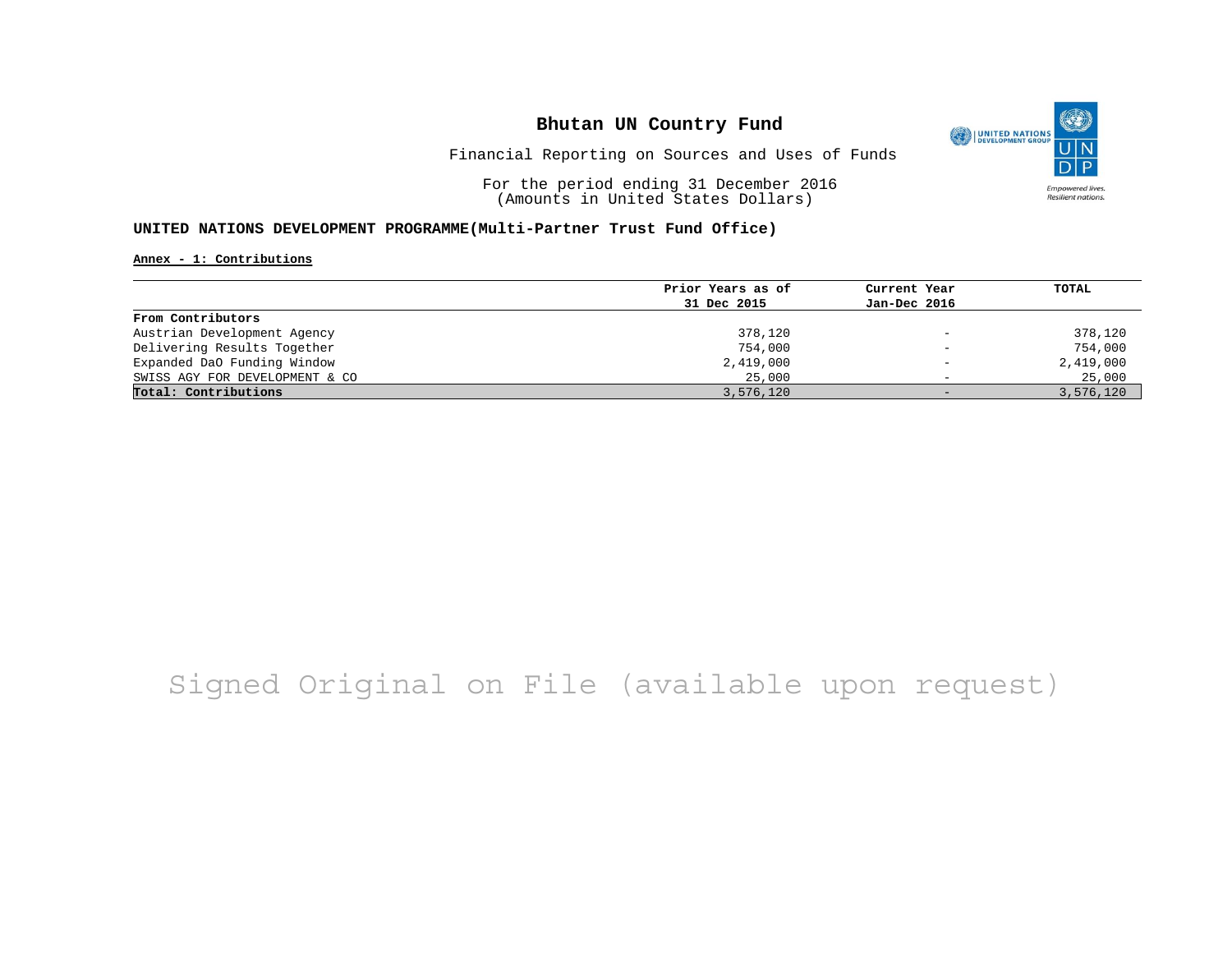# Bhutan UN Country Fund

Financial Reporting on Sources and Uses of Funds

For the period ending 31 December 2016
(Amounts in United States Dollars)

**UNITED NATIONS DEVELOPMENT PROGRAMME(Multi-Partner Trust Fund Office)**

**Annex - 1: Contributions**

| | Prior Years as of 31 Dec 2015 | Current Year Jan-Dec 2016 | TOTAL |
|---|---|---|---|
| **From Contributors** | | | |
| Austrian Development Agency | 378,120 | - | 378,120 |
| Delivering Results Together | 754,000 | - | 754,000 |
| Expanded DaO Funding Window | 2,419,000 | - | 2,419,000 |
| SWISS AGY FOR DEVELOPMENT & CO | 25,000 | - | 25,000 |
| **Total: Contributions** | 3,576,120 | - | 3,576,120 |

Signed Original on File (available upon request)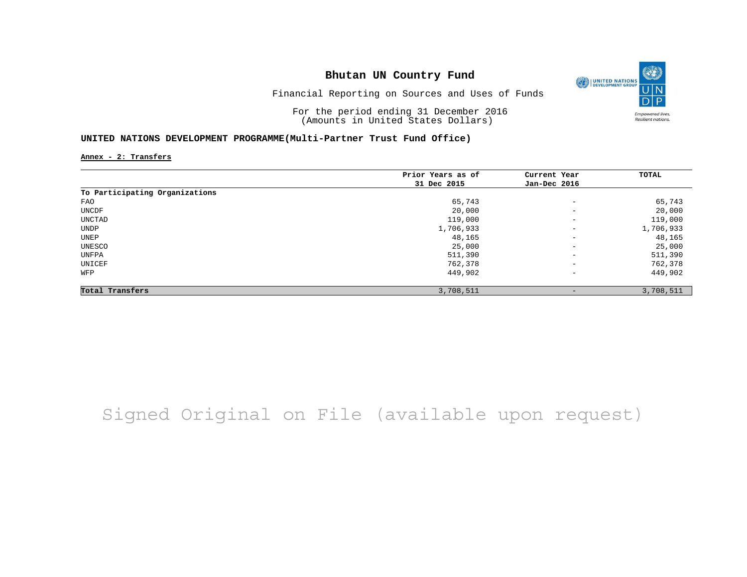# Bhutan UN Country Fund

Financial Reporting on Sources and Uses of Funds

For the period ending 31 December 2016
(Amounts in United States Dollars)

## UNITED NATIONS DEVELOPMENT PROGRAMME(Multi-Partner Trust Fund Office)

**Annex - 2: Transfers**

| | Prior Years as of 31 Dec 2015 | Current Year Jan-Dec 2016 | TOTAL |
|---|---|---|---|
| **To Participating Organizations** | | | |
| FAO | 65,743 | - | 65,743 |
| UNCDF | 20,000 | - | 20,000 |
| UNCTAD | 119,000 | - | 119,000 |
| UNDP | 1,706,933 | - | 1,706,933 |
| UNEP | 48,165 | - | 48,165 |
| UNESCO | 25,000 | - | 25,000 |
| UNFPA | 511,390 | - | 511,390 |
| UNICEF | 762,378 | - | 762,378 |
| WFP | 449,902 | - | 449,902 |
| **Total Transfers** | 3,708,511 | - | 3,708,511 |

Signed Original on File (available upon request)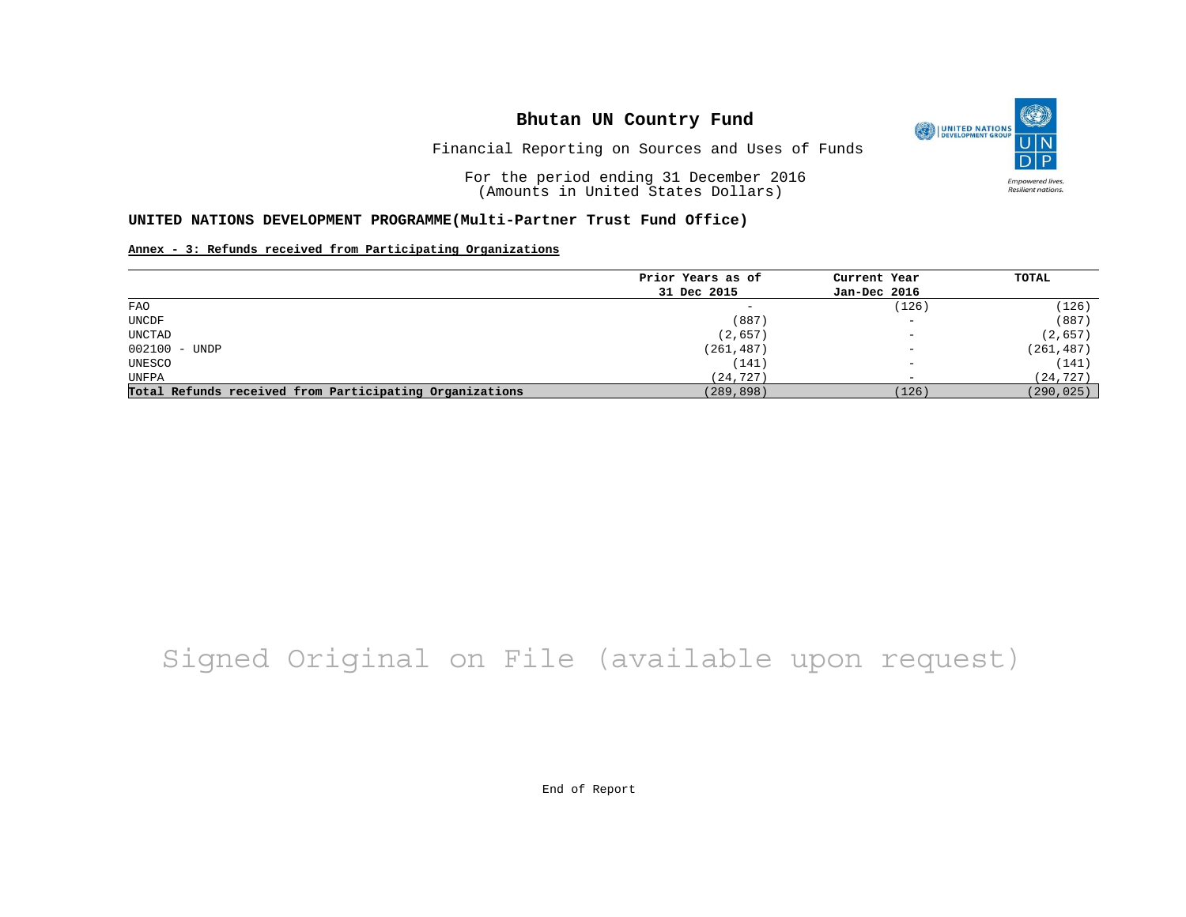# Bhutan UN Country Fund

Financial Reporting on Sources and Uses of Funds

For the period ending 31 December 2016
(Amounts in United States Dollars)

## UNITED NATIONS DEVELOPMENT PROGRAMME(Multi-Partner Trust Fund Office)

**Annex - 3: Refunds received from Participating Organizations**

| | Prior Years as of 31 Dec 2015 | Current Year Jan-Dec 2016 | TOTAL |
|---|---|---|---|
| FAO | - | (126) | (126) |
| UNCDF | (887) | - | (887) |
| UNCTAD | (2,657) | - | (2,657) |
| 002100 - UNDP | (261,487) | - | (261,487) |
| UNESCO | (141) | - | (141) |
| UNFPA | (24,727) | - | (24,727) |
| **Total Refunds received from Participating Organizations** | (289,898) | (126) | (290,025) |

Signed Original on File (available upon request)

End of Report